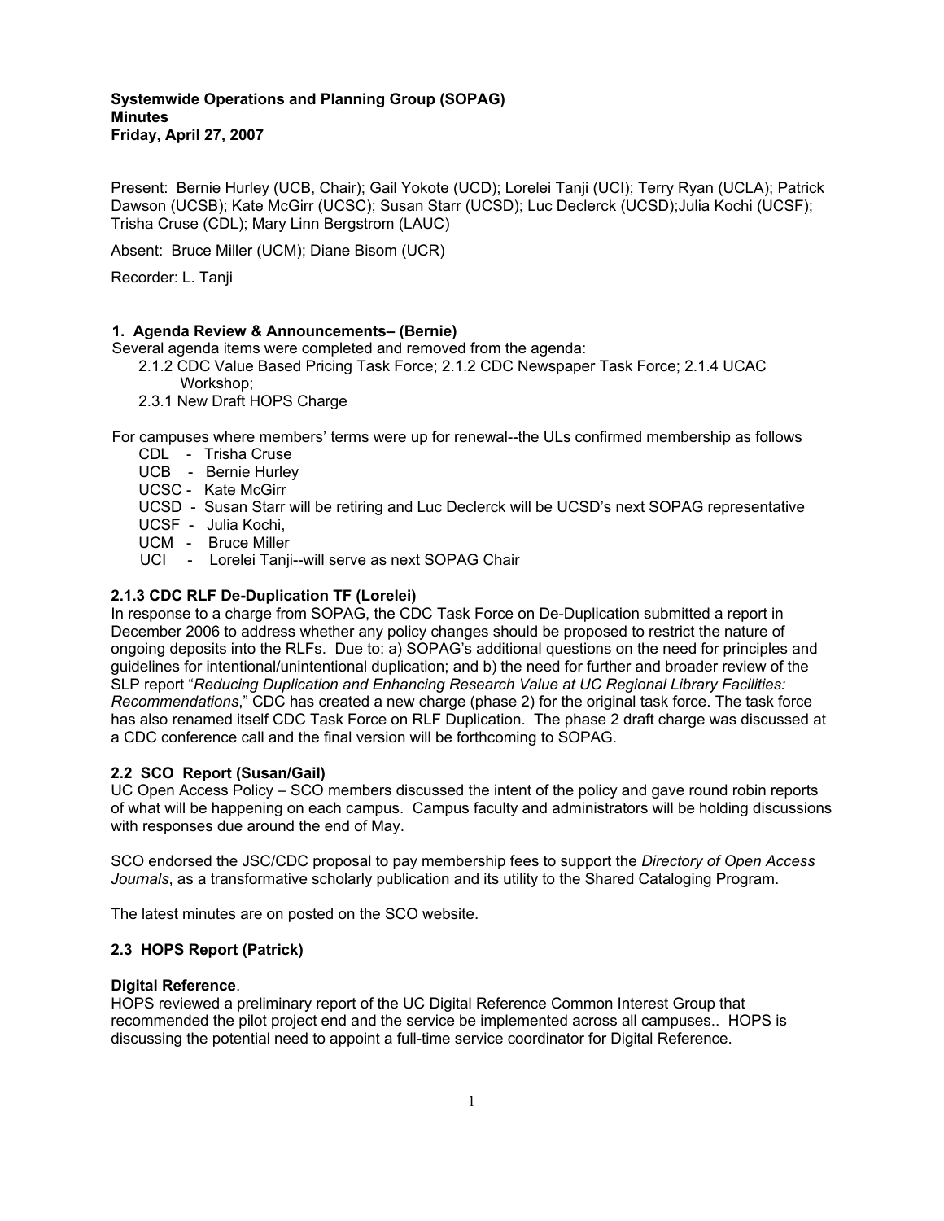**Systemwide Operations and Planning Group (SOPAG)**
**Minutes**
**Friday, April 27, 2007**

Present: Bernie Hurley (UCB, Chair); Gail Yokote (UCD); Lorelei Tanji (UCI); Terry Ryan (UCLA); Patrick Dawson (UCSB); Kate McGirr (UCSC); Susan Starr (UCSD); Luc Declerck (UCSD);Julia Kochi (UCSF); Trisha Cruse (CDL); Mary Linn Bergstrom (LAUC)

Absent: Bruce Miller (UCM); Diane Bisom (UCR)

Recorder: L. Tanji

### 1. Agenda Review & Announcements– (Bernie)

Several agenda items were completed and removed from the agenda:

- 2.1.2 CDC Value Based Pricing Task Force; 2.1.2 CDC Newspaper Task Force; 2.1.4 UCAC Workshop;
- 2.3.1 New Draft HOPS Charge

For campuses where members' terms were up for renewal--the ULs confirmed membership as follows

- CDL - Trisha Cruse
- UCB - Bernie Hurley
- UCSC - Kate McGirr
- UCSD - Susan Starr will be retiring and Luc Declerck will be UCSD's next SOPAG representative
- UCSF - Julia Kochi,
- UCM - Bruce Miller
- UCI - Lorelei Tanji--will serve as next SOPAG Chair

### 2.1.3 CDC RLF De-Duplication TF (Lorelei)

In response to a charge from SOPAG, the CDC Task Force on De-Duplication submitted a report in December 2006 to address whether any policy changes should be proposed to restrict the nature of ongoing deposits into the RLFs. Due to: a) SOPAG's additional questions on the need for principles and guidelines for intentional/unintentional duplication; and b) the need for further and broader review of the SLP report "*Reducing Duplication and Enhancing Research Value at UC Regional Library Facilities: Recommendations*," CDC has created a new charge (phase 2) for the original task force. The task force has also renamed itself CDC Task Force on RLF Duplication. The phase 2 draft charge was discussed at a CDC conference call and the final version will be forthcoming to SOPAG.

### 2.2 SCO Report (Susan/Gail)

UC Open Access Policy – SCO members discussed the intent of the policy and gave round robin reports of what will be happening on each campus. Campus faculty and administrators will be holding discussions with responses due around the end of May.

SCO endorsed the JSC/CDC proposal to pay membership fees to support the *Directory of Open Access Journals*, as a transformative scholarly publication and its utility to the Shared Cataloging Program.

The latest minutes are on posted on the SCO website.

### 2.3 HOPS Report (Patrick)

**Digital Reference**.

HOPS reviewed a preliminary report of the UC Digital Reference Common Interest Group that recommended the pilot project end and the service be implemented across all campuses.. HOPS is discussing the potential need to appoint a full-time service coordinator for Digital Reference.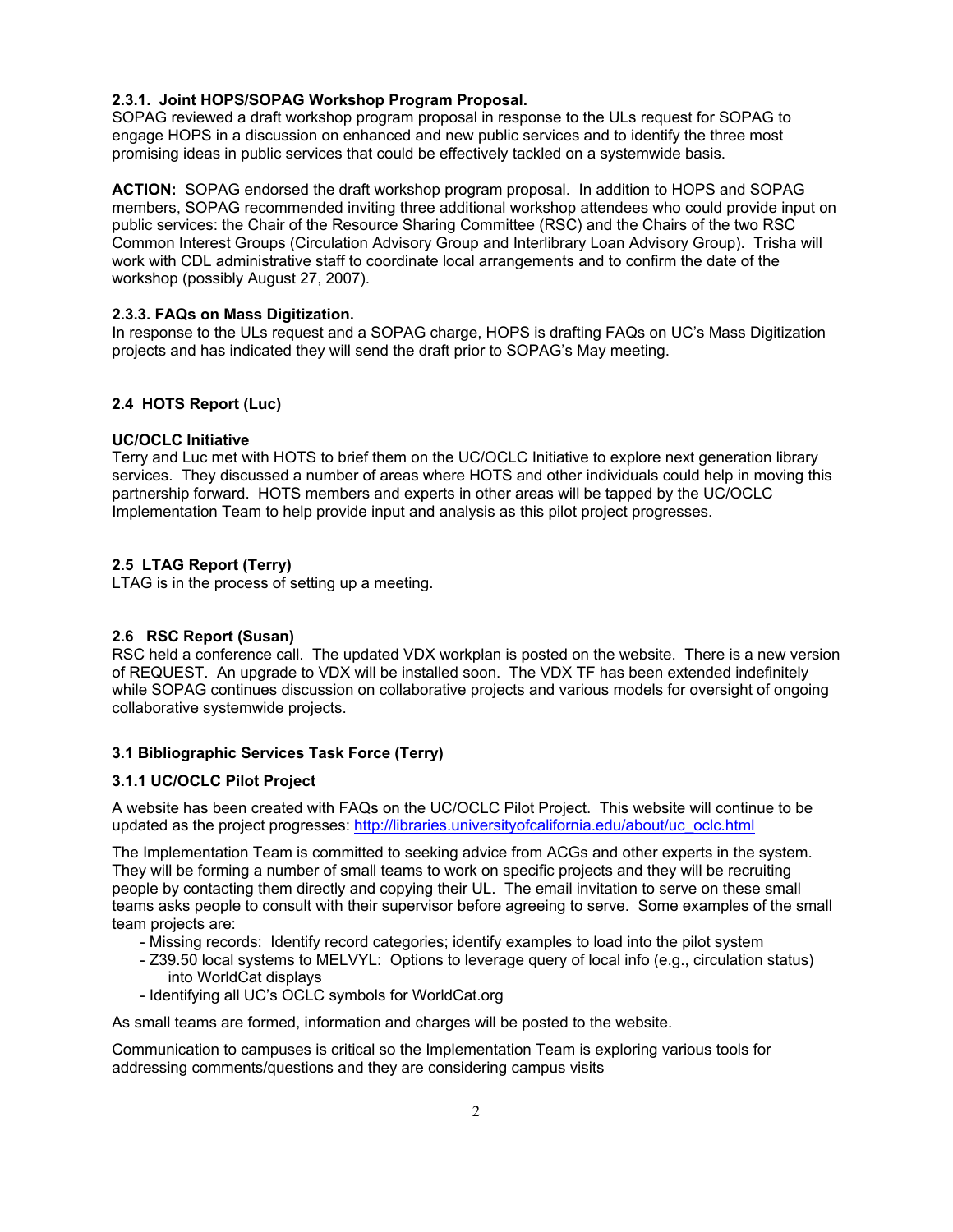**2.3.1. Joint HOPS/SOPAG Workshop Program Proposal.**
SOPAG reviewed a draft workshop program proposal in response to the ULs request for SOPAG to engage HOPS in a discussion on enhanced and new public services and to identify the three most promising ideas in public services that could be effectively tackled on a systemwide basis.

**ACTION:** SOPAG endorsed the draft workshop program proposal. In addition to HOPS and SOPAG members, SOPAG recommended inviting three additional workshop attendees who could provide input on public services: the Chair of the Resource Sharing Committee (RSC) and the Chairs of the two RSC Common Interest Groups (Circulation Advisory Group and Interlibrary Loan Advisory Group). Trisha will work with CDL administrative staff to coordinate local arrangements and to confirm the date of the workshop (possibly August 27, 2007).

**2.3.3. FAQs on Mass Digitization.**
In response to the ULs request and a SOPAG charge, HOPS is drafting FAQs on UC's Mass Digitization projects and has indicated they will send the draft prior to SOPAG's May meeting.

**2.4 HOTS Report (Luc)**

**UC/OCLC Initiative**
Terry and Luc met with HOTS to brief them on the UC/OCLC Initiative to explore next generation library services. They discussed a number of areas where HOTS and other individuals could help in moving this partnership forward. HOTS members and experts in other areas will be tapped by the UC/OCLC Implementation Team to help provide input and analysis as this pilot project progresses.

**2.5 LTAG Report (Terry)**
LTAG is in the process of setting up a meeting.

**2.6 RSC Report (Susan)**
RSC held a conference call. The updated VDX workplan is posted on the website. There is a new version of REQUEST. An upgrade to VDX will be installed soon. The VDX TF has been extended indefinitely while SOPAG continues discussion on collaborative projects and various models for oversight of ongoing collaborative systemwide projects.

**3.1 Bibliographic Services Task Force (Terry)**

**3.1.1 UC/OCLC Pilot Project**

A website has been created with FAQs on the UC/OCLC Pilot Project. This website will continue to be updated as the project progresses: http://libraries.universityofcalifornia.edu/about/uc_oclc.html

The Implementation Team is committed to seeking advice from ACGs and other experts in the system. They will be forming a number of small teams to work on specific projects and they will be recruiting people by contacting them directly and copying their UL. The email invitation to serve on these small teams asks people to consult with their supervisor before agreeing to serve. Some examples of the small team projects are:

- Missing records: Identify record categories; identify examples to load into the pilot system
- Z39.50 local systems to MELVYL: Options to leverage query of local info (e.g., circulation status) into WorldCat displays
- Identifying all UC's OCLC symbols for WorldCat.org

As small teams are formed, information and charges will be posted to the website.

Communication to campuses is critical so the Implementation Team is exploring various tools for addressing comments/questions and they are considering campus visits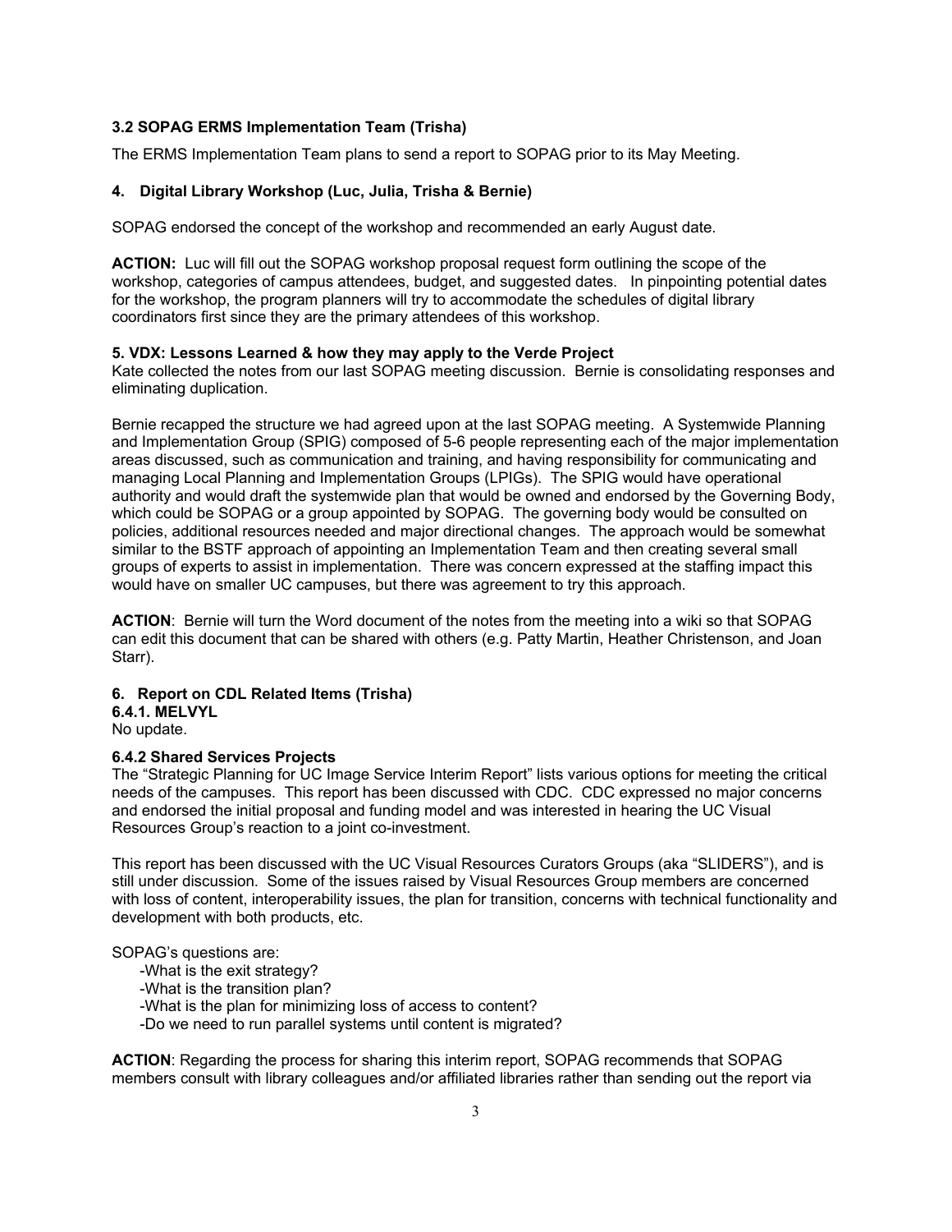**3.2 SOPAG ERMS Implementation Team (Trisha)**

The ERMS Implementation Team plans to send a report to SOPAG prior to its May Meeting.

**4. Digital Library Workshop (Luc, Julia, Trisha & Bernie)**

SOPAG endorsed the concept of the workshop and recommended an early August date.

**ACTION:** Luc will fill out the SOPAG workshop proposal request form outlining the scope of the workshop, categories of campus attendees, budget, and suggested dates. In pinpointing potential dates for the workshop, the program planners will try to accommodate the schedules of digital library coordinators first since they are the primary attendees of this workshop.

**5. VDX: Lessons Learned & how they may apply to the Verde Project**

Kate collected the notes from our last SOPAG meeting discussion. Bernie is consolidating responses and eliminating duplication.

Bernie recapped the structure we had agreed upon at the last SOPAG meeting. A Systemwide Planning and Implementation Group (SPIG) composed of 5-6 people representing each of the major implementation areas discussed, such as communication and training, and having responsibility for communicating and managing Local Planning and Implementation Groups (LPIGs). The SPIG would have operational authority and would draft the systemwide plan that would be owned and endorsed by the Governing Body, which could be SOPAG or a group appointed by SOPAG. The governing body would be consulted on policies, additional resources needed and major directional changes. The approach would be somewhat similar to the BSTF approach of appointing an Implementation Team and then creating several small groups of experts to assist in implementation. There was concern expressed at the staffing impact this would have on smaller UC campuses, but there was agreement to try this approach.

**ACTION**: Bernie will turn the Word document of the notes from the meeting into a wiki so that SOPAG can edit this document that can be shared with others (e.g. Patty Martin, Heather Christenson, and Joan Starr).

**6. Report on CDL Related Items (Trisha)**

**6.4.1. MELVYL**

No update.

**6.4.2 Shared Services Projects**

The "Strategic Planning for UC Image Service Interim Report" lists various options for meeting the critical needs of the campuses. This report has been discussed with CDC. CDC expressed no major concerns and endorsed the initial proposal and funding model and was interested in hearing the UC Visual Resources Group's reaction to a joint co-investment.

This report has been discussed with the UC Visual Resources Curators Groups (aka "SLIDERS"), and is still under discussion. Some of the issues raised by Visual Resources Group members are concerned with loss of content, interoperability issues, the plan for transition, concerns with technical functionality and development with both products, etc.

SOPAG's questions are:

- What is the exit strategy?
- What is the transition plan?
- What is the plan for minimizing loss of access to content?
- Do we need to run parallel systems until content is migrated?

**ACTION**: Regarding the process for sharing this interim report, SOPAG recommends that SOPAG members consult with library colleagues and/or affiliated libraries rather than sending out the report via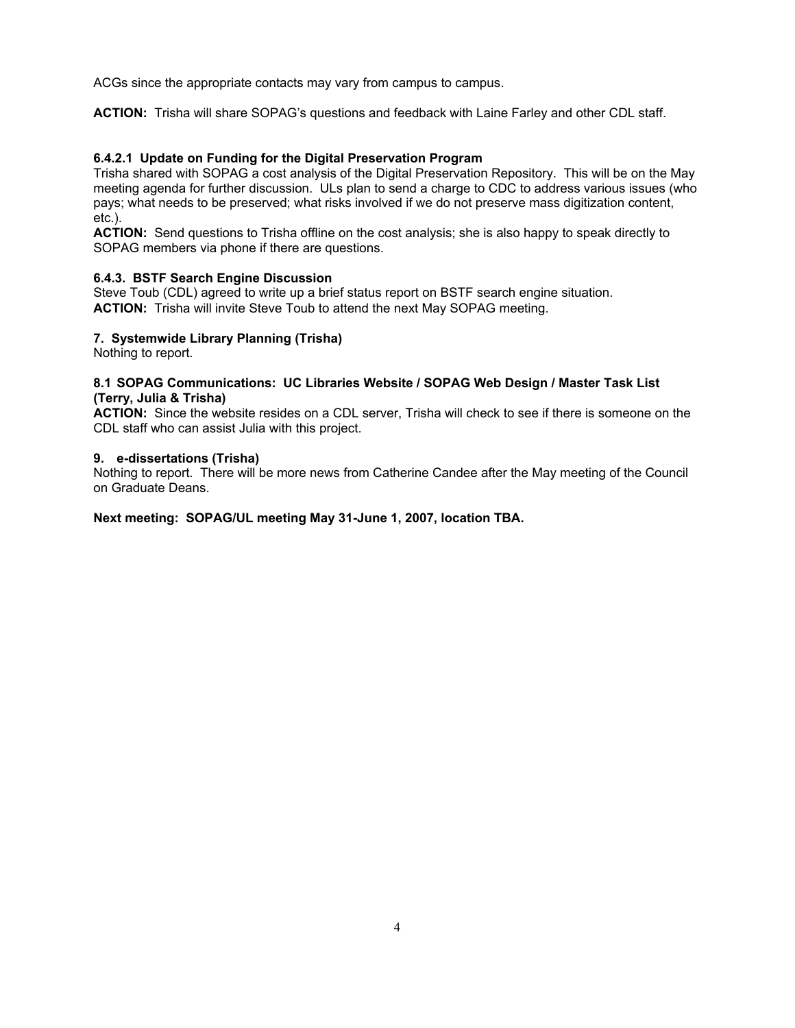ACGs since the appropriate contacts may vary from campus to campus.

**ACTION:** Trisha will share SOPAG's questions and feedback with Laine Farley and other CDL staff.

**6.4.2.1 Update on Funding for the Digital Preservation Program**

Trisha shared with SOPAG a cost analysis of the Digital Preservation Repository. This will be on the May meeting agenda for further discussion. ULs plan to send a charge to CDC to address various issues (who pays; what needs to be preserved; what risks involved if we do not preserve mass digitization content, etc.).

**ACTION:** Send questions to Trisha offline on the cost analysis; she is also happy to speak directly to SOPAG members via phone if there are questions.

**6.4.3. BSTF Search Engine Discussion**

Steve Toub (CDL) agreed to write up a brief status report on BSTF search engine situation.

**ACTION:** Trisha will invite Steve Toub to attend the next May SOPAG meeting.

**7. Systemwide Library Planning (Trisha)**

Nothing to report.

**8.1 SOPAG Communications: UC Libraries Website / SOPAG Web Design / Master Task List (Terry, Julia & Trisha)**

**ACTION:** Since the website resides on a CDL server, Trisha will check to see if there is someone on the CDL staff who can assist Julia with this project.

**9. e-dissertations (Trisha)**

Nothing to report. There will be more news from Catherine Candee after the May meeting of the Council on Graduate Deans.

**Next meeting: SOPAG/UL meeting May 31-June 1, 2007, location TBA.**